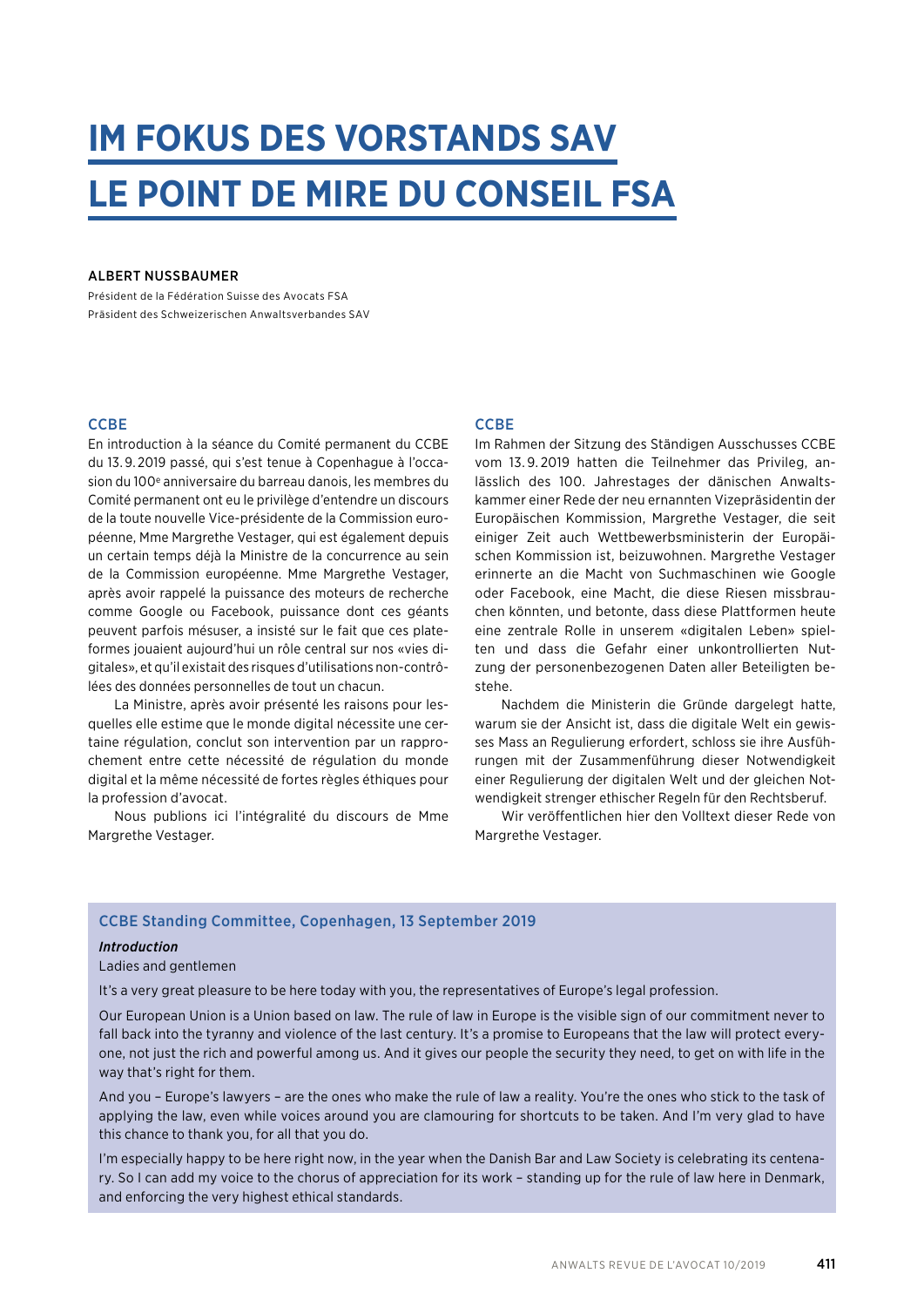# IM FOKUS DES VORSTANDS SAV

# LE POINT DE MIRE DU CONSEIL FSA

**ALBERT NUSSBAUMER**

Président de la Fédération Suisse des Avocats FSA
Präsident des Schweizerischen Anwaltsverbandes SAV

## CCBE

En introduction à la séance du Comité permanent du CCBE du 13.9.2019 passé, qui s'est tenue à Copenhague à l'occasion du 100e anniversaire du barreau danois, les membres du Comité permanent ont eu le privilège d'entendre un discours de la toute nouvelle Vice-présidente de la Commission européenne, Mme Margrethe Vestager, qui est également depuis un certain temps déjà la Ministre de la concurrence au sein de la Commission européenne. Mme Margrethe Vestager, après avoir rappelé la puissance des moteurs de recherche comme Google ou Facebook, puissance dont ces géants peuvent parfois mésuser, a insisté sur le fait que ces plateformes jouaient aujourd'hui un rôle central sur nos «vies digitales», et qu'il existait des risques d'utilisations non-contrôlées des données personnelles de tout un chacun.

La Ministre, après avoir présenté les raisons pour lesquelles elle estime que le monde digital nécessite une certaine régulation, conclut son intervention par un rapprochement entre cette nécessité de régulation du monde digital et la même nécessité de fortes règles éthiques pour la profession d'avocat.

Nous publions ici l'intégralité du discours de Mme Margrethe Vestager.

## CCBE

Im Rahmen der Sitzung des Ständigen Ausschusses CCBE vom 13.9.2019 hatten die Teilnehmer das Privileg, anlässlich des 100. Jahrestages der dänischen Anwaltskammer einer Rede der neu ernannten Vizepräsidentin der Europäischen Kommission, Margrethe Vestager, die seit einiger Zeit auch Wettbewerbsministerin der Europäischen Kommission ist, beizuwohnen. Margrethe Vestager erinnerte an die Macht von Suchmaschinen wie Google oder Facebook, eine Macht, die diese Riesen missbrauchen könnten, und betonte, dass diese Plattformen heute eine zentrale Rolle in unserem «digitalen Leben» spielten und dass die Gefahr einer unkontrollierten Nutzung der personenbezogenen Daten aller Beteiligten bestehe.

Nachdem die Ministerin die Gründe dargelegt hatte, warum sie der Ansicht ist, dass die digitale Welt ein gewisses Mass an Regulierung erfordert, schloss sie ihre Ausführungen mit der Zusammenführung dieser Notwendigkeit einer Regulierung der digitalen Welt und der gleichen Notwendigkeit strenger ethischer Regeln für den Rechtsberuf.

Wir veröffentlichen hier den Volltext dieser Rede von Margrethe Vestager.

### CCBE Standing Committee, Copenhagen, 13 September 2019

***Introduction***

Ladies and gentlemen

It's a very great pleasure to be here today with you, the representatives of Europe's legal profession.

Our European Union is a Union based on law. The rule of law in Europe is the visible sign of our commitment never to fall back into the tyranny and violence of the last century. It's a promise to Europeans that the law will protect everyone, not just the rich and powerful among us. And it gives our people the security they need, to get on with life in the way that's right for them.

And you – Europe's lawyers – are the ones who make the rule of law a reality. You're the ones who stick to the task of applying the law, even while voices around you are clamouring for shortcuts to be taken. And I'm very glad to have this chance to thank you, for all that you do.

I'm especially happy to be here right now, in the year when the Danish Bar and Law Society is celebrating its centenary. So I can add my voice to the chorus of appreciation for its work – standing up for the rule of law here in Denmark, and enforcing the very highest ethical standards.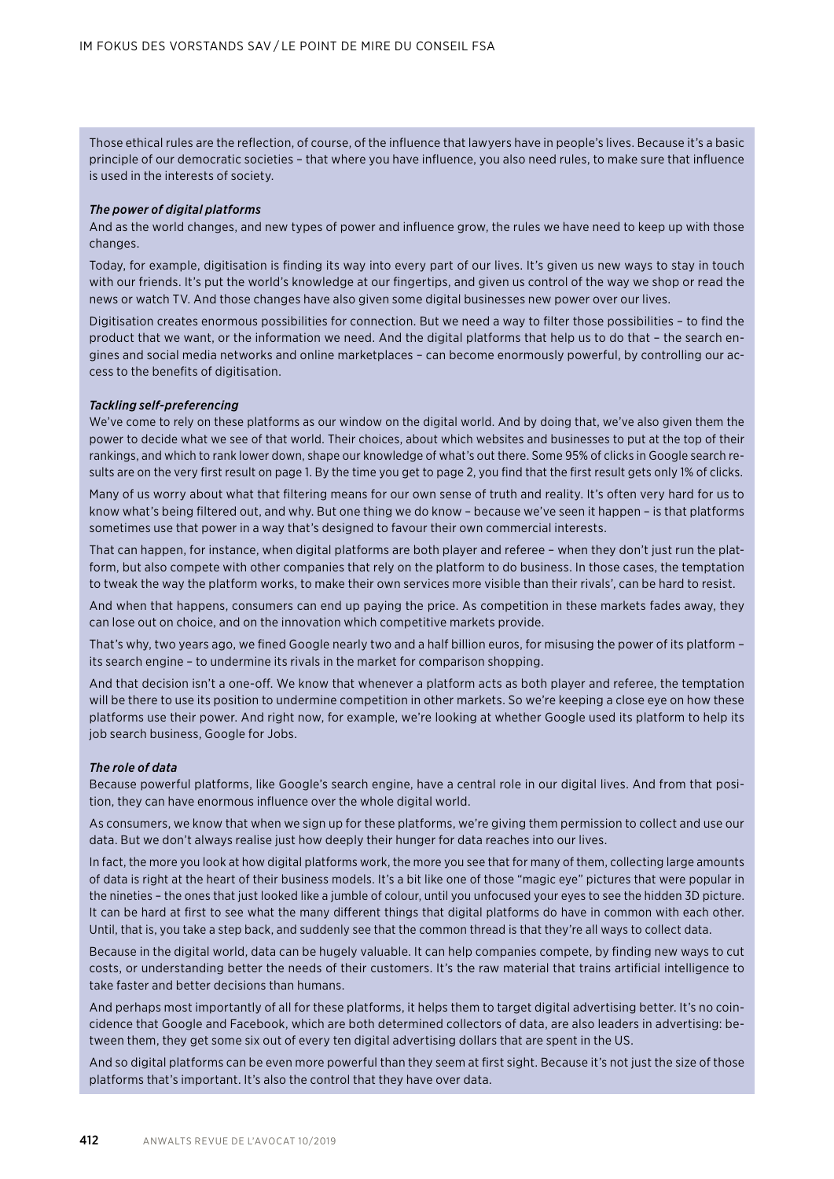Those ethical rules are the reflection, of course, of the influence that lawyers have in people's lives. Because it's a basic principle of our democratic societies – that where you have influence, you also need rules, to make sure that influence is used in the interests of society.

***The power of digital platforms***

And as the world changes, and new types of power and influence grow, the rules we have need to keep up with those changes.

Today, for example, digitisation is finding its way into every part of our lives. It's given us new ways to stay in touch with our friends. It's put the world's knowledge at our fingertips, and given us control of the way we shop or read the news or watch TV. And those changes have also given some digital businesses new power over our lives.

Digitisation creates enormous possibilities for connection. But we need a way to filter those possibilities – to find the product that we want, or the information we need. And the digital platforms that help us to do that – the search engines and social media networks and online marketplaces – can become enormously powerful, by controlling our access to the benefits of digitisation.

***Tackling self-preferencing***

We've come to rely on these platforms as our window on the digital world. And by doing that, we've also given them the power to decide what we see of that world. Their choices, about which websites and businesses to put at the top of their rankings, and which to rank lower down, shape our knowledge of what's out there. Some 95% of clicks in Google search results are on the very first result on page 1. By the time you get to page 2, you find that the first result gets only 1% of clicks.

Many of us worry about what that filtering means for our own sense of truth and reality. It's often very hard for us to know what's being filtered out, and why. But one thing we do know – because we've seen it happen – is that platforms sometimes use that power in a way that's designed to favour their own commercial interests.

That can happen, for instance, when digital platforms are both player and referee – when they don't just run the platform, but also compete with other companies that rely on the platform to do business. In those cases, the temptation to tweak the way the platform works, to make their own services more visible than their rivals', can be hard to resist.

And when that happens, consumers can end up paying the price. As competition in these markets fades away, they can lose out on choice, and on the innovation which competitive markets provide.

That's why, two years ago, we fined Google nearly two and a half billion euros, for misusing the power of its platform – its search engine – to undermine its rivals in the market for comparison shopping.

And that decision isn't a one-off. We know that whenever a platform acts as both player and referee, the temptation will be there to use its position to undermine competition in other markets. So we're keeping a close eye on how these platforms use their power. And right now, for example, we're looking at whether Google used its platform to help its job search business, Google for Jobs.

***The role of data***

Because powerful platforms, like Google's search engine, have a central role in our digital lives. And from that position, they can have enormous influence over the whole digital world.

As consumers, we know that when we sign up for these platforms, we're giving them permission to collect and use our data. But we don't always realise just how deeply their hunger for data reaches into our lives.

In fact, the more you look at how digital platforms work, the more you see that for many of them, collecting large amounts of data is right at the heart of their business models. It's a bit like one of those "magic eye" pictures that were popular in the nineties – the ones that just looked like a jumble of colour, until you unfocused your eyes to see the hidden 3D picture. It can be hard at first to see what the many different things that digital platforms do have in common with each other. Until, that is, you take a step back, and suddenly see that the common thread is that they're all ways to collect data.

Because in the digital world, data can be hugely valuable. It can help companies compete, by finding new ways to cut costs, or understanding better the needs of their customers. It's the raw material that trains artificial intelligence to take faster and better decisions than humans.

And perhaps most importantly of all for these platforms, it helps them to target digital advertising better. It's no coincidence that Google and Facebook, which are both determined collectors of data, are also leaders in advertising: between them, they get some six out of every ten digital advertising dollars that are spent in the US.

And so digital platforms can be even more powerful than they seem at first sight. Because it's not just the size of those platforms that's important. It's also the control that they have over data.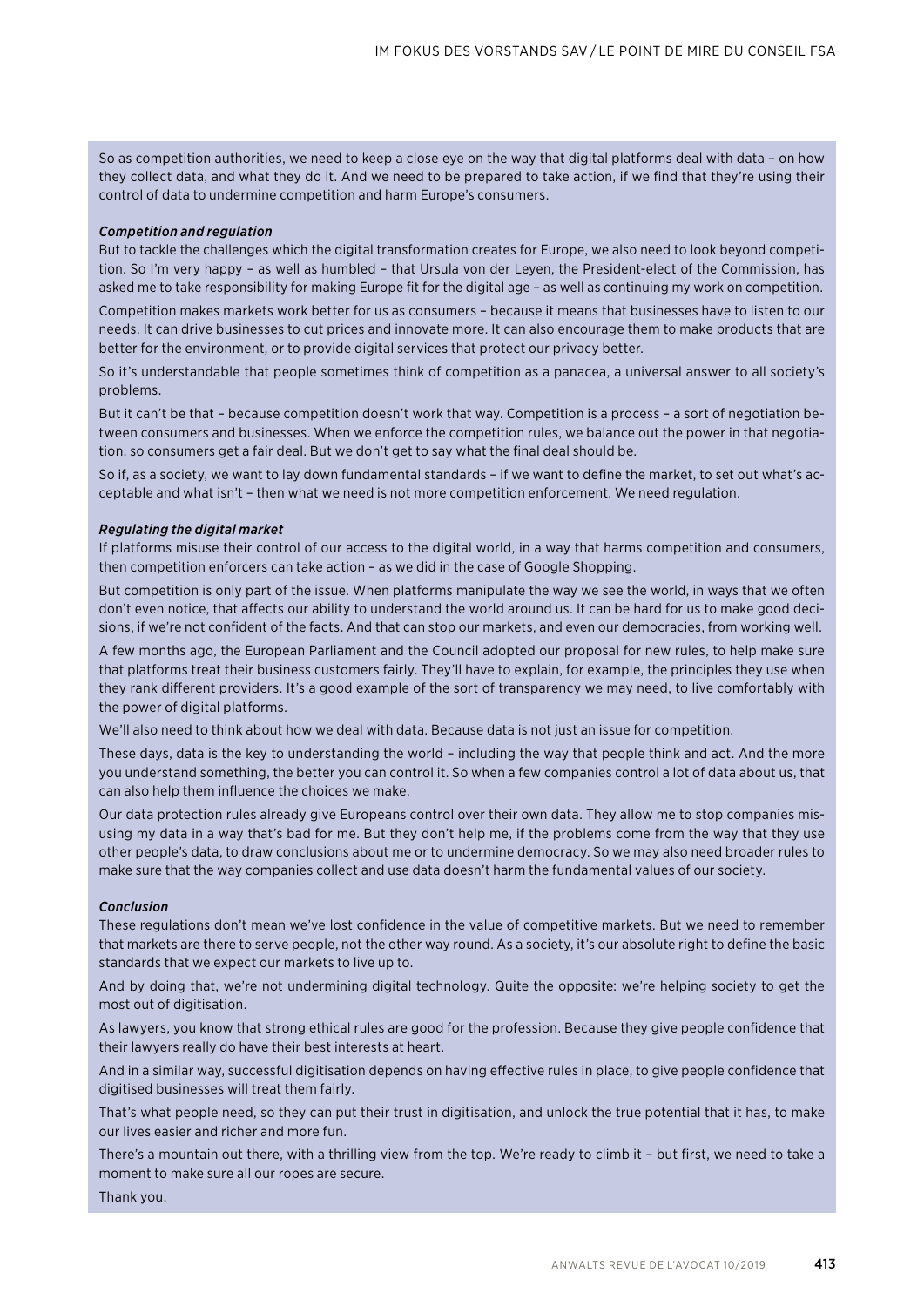So as competition authorities, we need to keep a close eye on the way that digital platforms deal with data – on how they collect data, and what they do it. And we need to be prepared to take action, if we find that they're using their control of data to undermine competition and harm Europe's consumers.

***Competition and regulation***

But to tackle the challenges which the digital transformation creates for Europe, we also need to look beyond competition. So I'm very happy – as well as humbled – that Ursula von der Leyen, the President-elect of the Commission, has asked me to take responsibility for making Europe fit for the digital age – as well as continuing my work on competition.

Competition makes markets work better for us as consumers – because it means that businesses have to listen to our needs. It can drive businesses to cut prices and innovate more. It can also encourage them to make products that are better for the environment, or to provide digital services that protect our privacy better.

So it's understandable that people sometimes think of competition as a panacea, a universal answer to all society's problems.

But it can't be that – because competition doesn't work that way. Competition is a process – a sort of negotiation between consumers and businesses. When we enforce the competition rules, we balance out the power in that negotiation, so consumers get a fair deal. But we don't get to say what the final deal should be.

So if, as a society, we want to lay down fundamental standards – if we want to define the market, to set out what's acceptable and what isn't – then what we need is not more competition enforcement. We need regulation.

***Regulating the digital market***

If platforms misuse their control of our access to the digital world, in a way that harms competition and consumers, then competition enforcers can take action – as we did in the case of Google Shopping.

But competition is only part of the issue. When platforms manipulate the way we see the world, in ways that we often don't even notice, that affects our ability to understand the world around us. It can be hard for us to make good decisions, if we're not confident of the facts. And that can stop our markets, and even our democracies, from working well.

A few months ago, the European Parliament and the Council adopted our proposal for new rules, to help make sure that platforms treat their business customers fairly. They'll have to explain, for example, the principles they use when they rank different providers. It's a good example of the sort of transparency we may need, to live comfortably with the power of digital platforms.

We'll also need to think about how we deal with data. Because data is not just an issue for competition.

These days, data is the key to understanding the world – including the way that people think and act. And the more you understand something, the better you can control it. So when a few companies control a lot of data about us, that can also help them influence the choices we make.

Our data protection rules already give Europeans control over their own data. They allow me to stop companies misusing my data in a way that's bad for me. But they don't help me, if the problems come from the way that they use other people's data, to draw conclusions about me or to undermine democracy. So we may also need broader rules to make sure that the way companies collect and use data doesn't harm the fundamental values of our society.

***Conclusion***

These regulations don't mean we've lost confidence in the value of competitive markets. But we need to remember that markets are there to serve people, not the other way round. As a society, it's our absolute right to define the basic standards that we expect our markets to live up to.

And by doing that, we're not undermining digital technology. Quite the opposite: we're helping society to get the most out of digitisation.

As lawyers, you know that strong ethical rules are good for the profession. Because they give people confidence that their lawyers really do have their best interests at heart.

And in a similar way, successful digitisation depends on having effective rules in place, to give people confidence that digitised businesses will treat them fairly.

That's what people need, so they can put their trust in digitisation, and unlock the true potential that it has, to make our lives easier and richer and more fun.

There's a mountain out there, with a thrilling view from the top. We're ready to climb it – but first, we need to take a moment to make sure all our ropes are secure.

Thank you.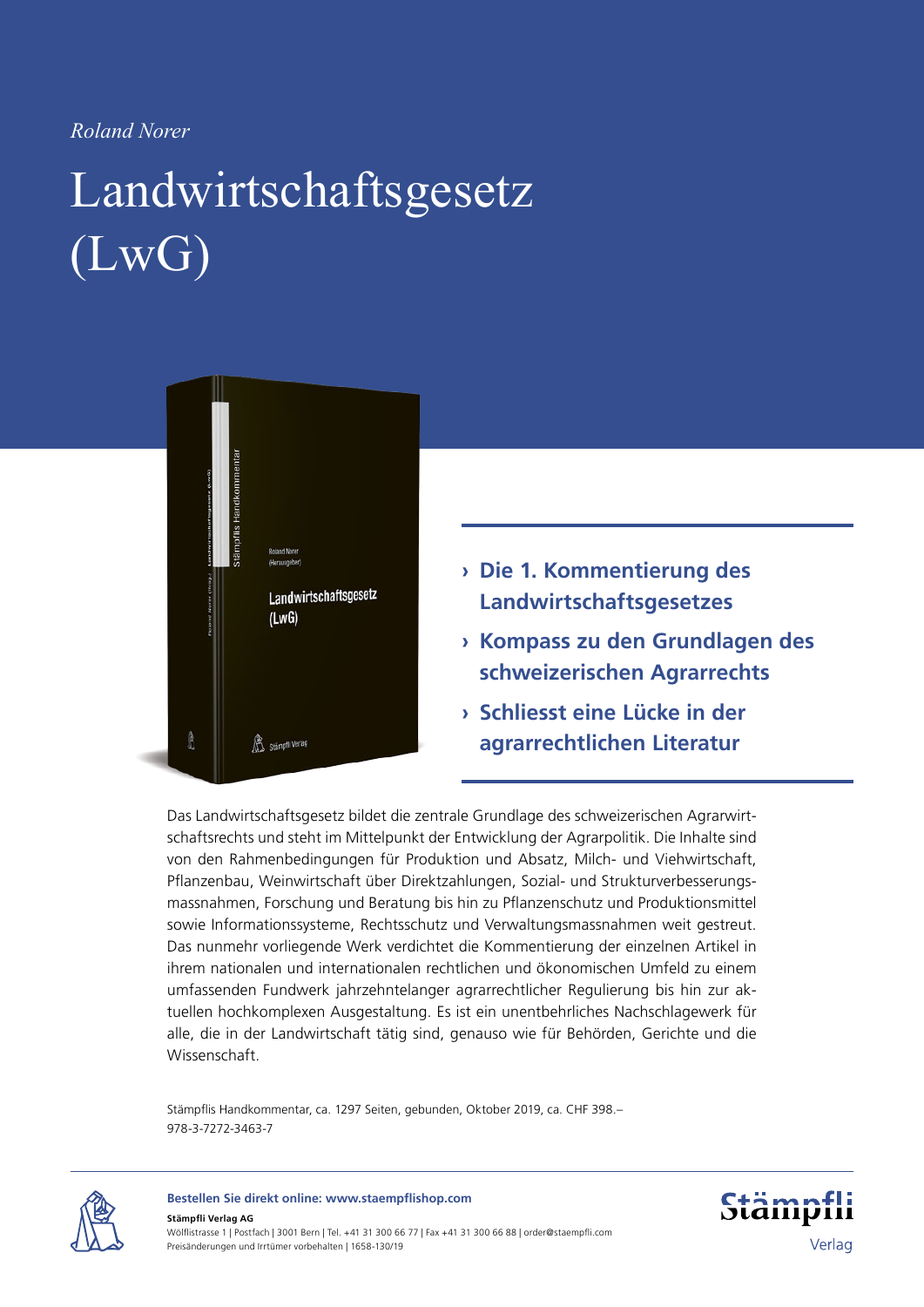*Roland Norer*

# Landwirtschaftsgesetz (LwG)

- › **Die 1. Kommentierung des Landwirtschaftsgesetzes**
- › **Kompass zu den Grundlagen des schweizerischen Agrarrechts**
- › **Schliesst eine Lücke in der agrarrechtlichen Literatur**

Das Landwirtschaftsgesetz bildet die zentrale Grundlage des schweizerischen Agrarwirtschaftsrechts und steht im Mittelpunkt der Entwicklung der Agrarpolitik. Die Inhalte sind von den Rahmenbedingungen für Produktion und Absatz, Milch- und Viehwirtschaft, Pflanzenbau, Weinwirtschaft über Direktzahlungen, Sozial- und Strukturverbesserungsmassnahmen, Forschung und Beratung bis hin zu Pflanzenschutz und Produktionsmittel sowie Informationssysteme, Rechtsschutz und Verwaltungsmassnahmen weit gestreut. Das nunmehr vorliegende Werk verdichtet die Kommentierung der einzelnen Artikel in ihrem nationalen und internationalen rechtlichen und ökonomischen Umfeld zu einem umfassenden Fundwerk jahrzehntelanger agrarrechtlicher Regulierung bis hin zur aktuellen hochkomplexen Ausgestaltung. Es ist ein unentbehrliches Nachschlagewerk für alle, die in der Landwirtschaft tätig sind, genauso wie für Behörden, Gerichte und die Wissenschaft.

Stämpflis Handkommentar, ca. 1297 Seiten, gebunden, Oktober 2019, ca. CHF 398.–
978-3-7272-3463-7

**Bestellen Sie direkt online: www.staempflishop.com**

**Stämpfli Verlag AG**
Wölflistrasse 1 | Postfach | 3001 Bern | Tel. +41 31 300 66 77 | Fax +41 31 300 66 88 | order@staempfli.com
Preisänderungen und Irrtümer vorbehalten | 1658-130/19

Stämpfli
Verlag